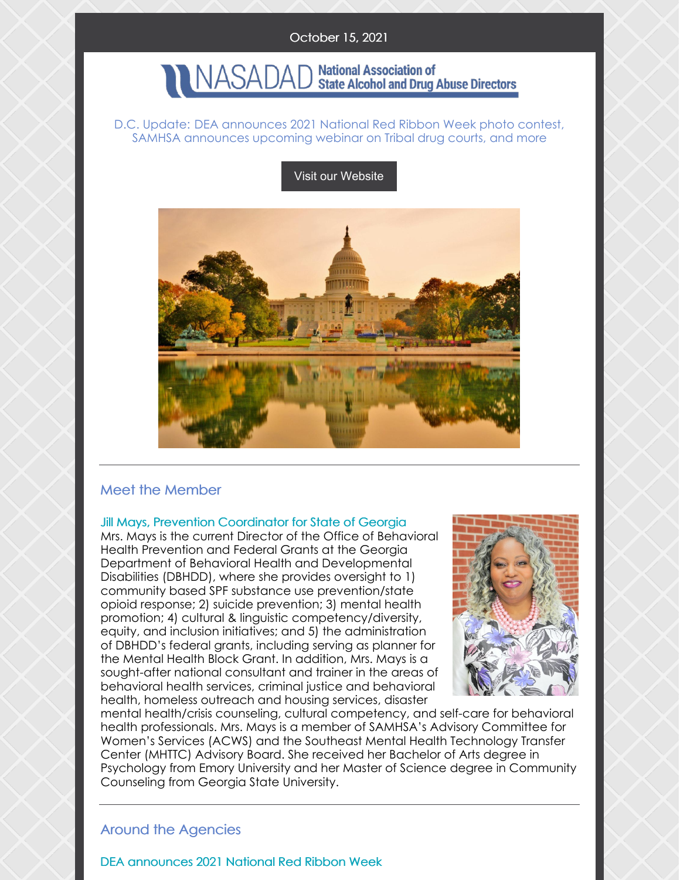October 15, 2021

NASADAD National Association of State Alcohol and Drug Abuse Directors

D.C. Update: DEA announces 2021 National Red Ribbon Week photo contest, SAMHSA announces upcoming webinar on Tribal drug courts, and more

Visit our Website

## Meet the Member

### Jill Mays, Prevention Coordinator for State of Georgia

Mrs. Mays is the current Director of the Office of Behavioral Health Prevention and Federal Grants at the Georgia Department of Behavioral Health and Developmental Disabilities (DBHDD), where she provides oversight to 1) community based SPF substance use prevention/state opioid response; 2) suicide prevention; 3) mental health promotion; 4) cultural & linguistic competency/diversity, equity, and inclusion initiatives; and 5) the administration of DBHDD's federal grants, including serving as planner for the Mental Health Block Grant. In addition, Mrs. Mays is a sought-after national consultant and trainer in the areas of behavioral health services, criminal justice and behavioral health, homeless outreach and housing services, disaster mental health/crisis counseling, cultural competency, and self-care for behavioral health professionals. Mrs. Mays is a member of SAMHSA's Advisory Committee for Women's Services (ACWS) and the Southeast Mental Health Technology Transfer Center (MHTTC) Advisory Board. She received her Bachelor of Arts degree in Psychology from Emory University and her Master of Science degree in Community Counseling from Georgia State University.

## Around the Agencies

### DEA announces 2021 National Red Ribbon Week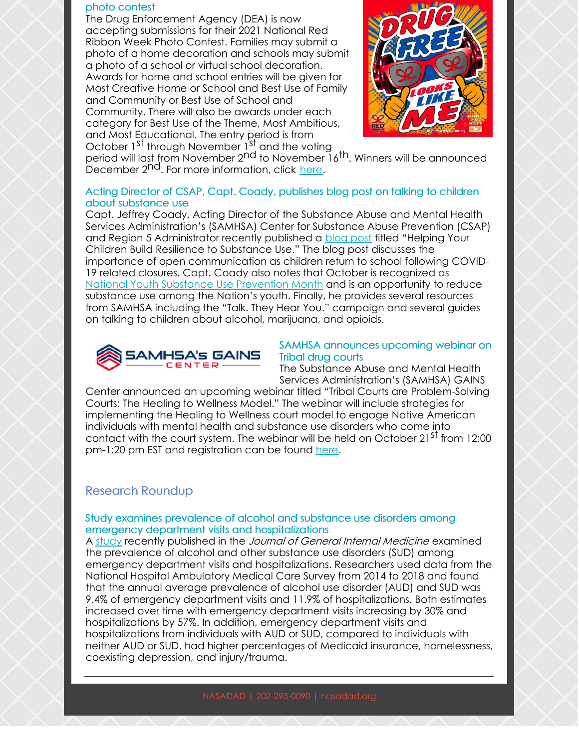### photo contest

The Drug Enforcement Agency (DEA) is now accepting submissions for their 2021 National Red Ribbon Week Photo Contest. Families may submit a photo of a home decoration and schools may submit a photo of a school or virtual school decoration. Awards for home and school entries will be given for Most Creative Home or School and Best Use of Family and Community or Best Use of School and Community. There will also be awards under each category for Best Use of the Theme, Most Ambitious, and Most Educational. The entry period is from October 1st through November 1st and the voting period will last from November 2nd to November 16th. Winners will be announced December 2nd. For more information, click here.

### Acting Director of CSAP, Capt. Coady, publishes blog post on talking to children about substance use

Capt. Jeffrey Coady, Acting Director of the Substance Abuse and Mental Health Services Administration's (SAMHSA) Center for Substance Abuse Prevention (CSAP) and Region 5 Administrator recently published a blog post titled "Helping Your Children Build Resilience to Substance Use." The blog post discusses the importance of open communication as children return to school following COVID-19 related closures. Capt. Coady also notes that October is recognized as National Youth Substance Use Prevention Month and is an opportunity to reduce substance use among the Nation's youth. Finally, he provides several resources from SAMHSA including the "Talk. They Hear You." campaign and several guides on talking to children about alcohol, marijuana, and opioids.

### SAMHSA announces upcoming webinar on Tribal drug courts

The Substance Abuse and Mental Health Services Administration's (SAMHSA) GAINS Center announced an upcoming webinar titled "Tribal Courts are Problem-Solving Courts: The Healing to Wellness Model." The webinar will include strategies for implementing the Healing to Wellness court model to engage Native American individuals with mental health and substance use disorders who come into contact with the court system. The webinar will be held on October 21st from 12:00 pm-1:20 pm EST and registration can be found here.

---

## Research Roundup

### Study examines prevalence of alcohol and substance use disorders among emergency department visits and hospitalizations

A study recently published in the *Journal of General Internal Medicine* examined the prevalence of alcohol and other substance use disorders (SUD) among emergency department visits and hospitalizations. Researchers used data from the National Hospital Ambulatory Medical Care Survey from 2014 to 2018 and found that the annual average prevalence of alcohol use disorder (AUD) and SUD was 9.4% of emergency department visits and 11.9% of hospitalizations. Both estimates increased over time with emergency department visits increasing by 30% and hospitalizations by 57%. In addition, emergency department visits and hospitalizations from individuals with AUD or SUD, compared to individuals with neither AUD or SUD, had higher percentages of Medicaid insurance, homelessness, coexisting depression, and injury/trauma.

---

NASADAD | 202-293-0090 | nasadad.org